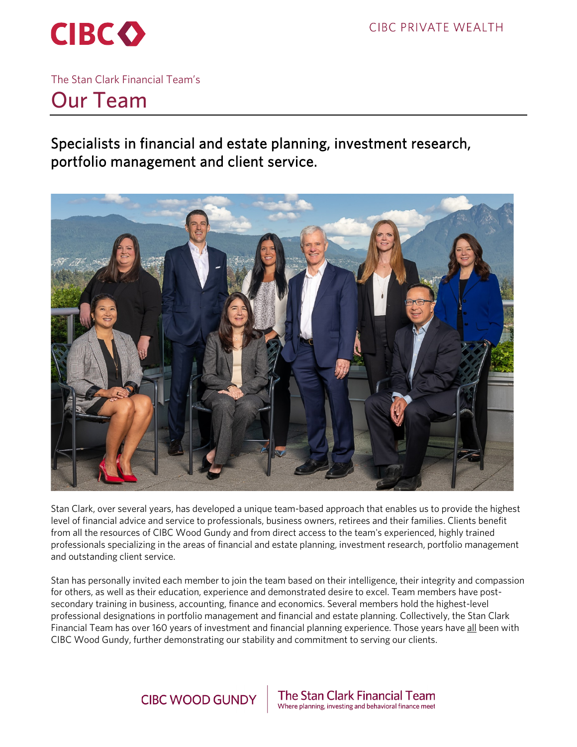CIBC

CIBC PRIVATE WEALTH

The Stan Clark Financial Team's

# Our Team

## Specialists in financial and estate planning, investment research, portfolio management and client service.

Stan Clark, over several years, has developed a unique team-based approach that enables us to provide the highest level of financial advice and service to professionals, business owners, retirees and their families. Clients benefit from all the resources of CIBC Wood Gundy and from direct access to the team's experienced, highly trained professionals specializing in the areas of financial and estate planning, investment research, portfolio management and outstanding client service.

Stan has personally invited each member to join the team based on their intelligence, their integrity and compassion for others, as well as their education, experience and demonstrated desire to excel. Team members have post-secondary training in business, accounting, finance and economics. Several members hold the highest-level professional designations in portfolio management and financial and estate planning. Collectively, the Stan Clark Financial Team has over 160 years of investment and financial planning experience. Those years have all been with CIBC Wood Gundy, further demonstrating our stability and commitment to serving our clients.

CIBC WOOD GUNDY | The Stan Clark Financial Team
Where planning, investing and behavioral finance meet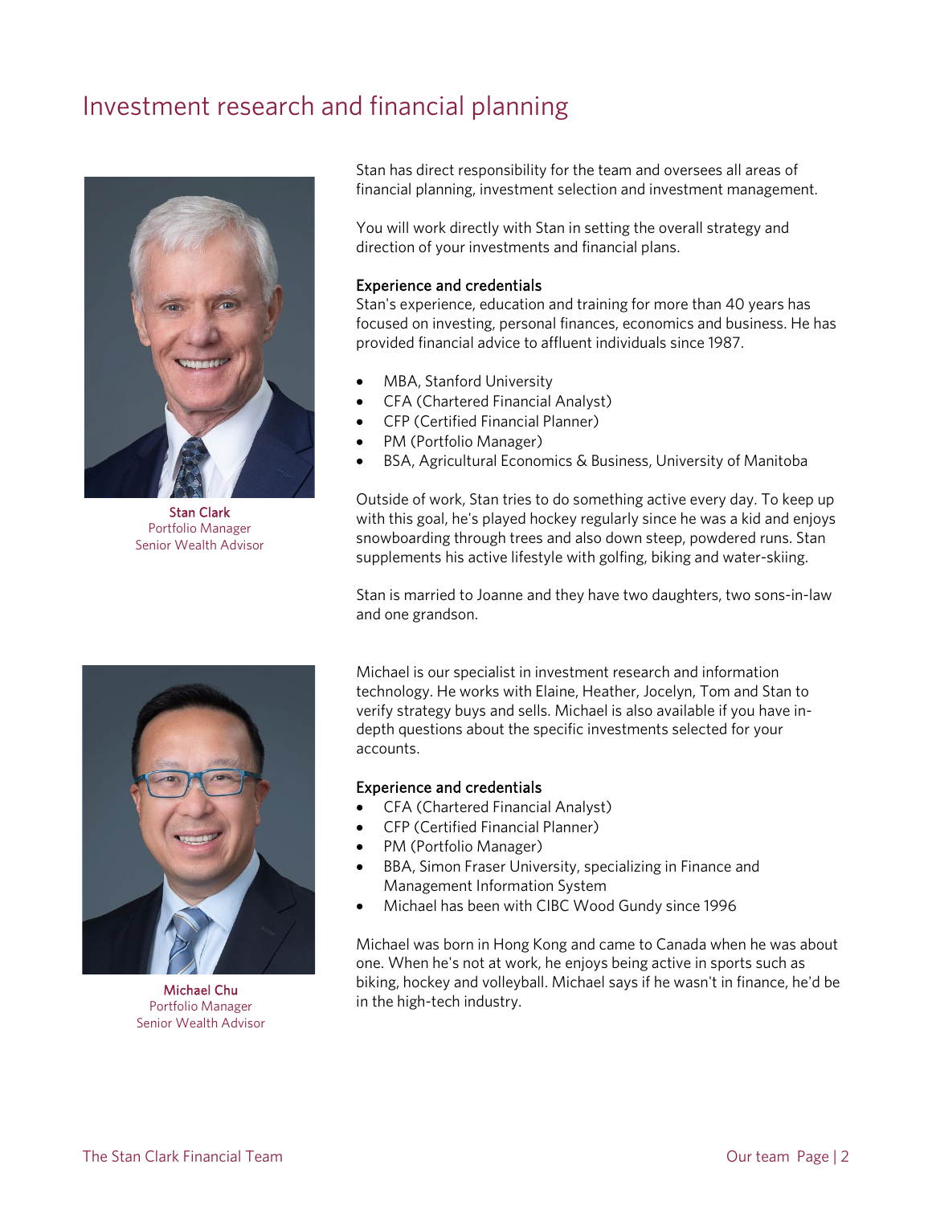# Investment research and financial planning

**Stan Clark**
Portfolio Manager
Senior Wealth Advisor

Stan has direct responsibility for the team and oversees all areas of financial planning, investment selection and investment management.

You will work directly with Stan in setting the overall strategy and direction of your investments and financial plans.

### Experience and credentials

Stan's experience, education and training for more than 40 years has focused on investing, personal finances, economics and business. He has provided financial advice to affluent individuals since 1987.

- MBA, Stanford University
- CFA (Chartered Financial Analyst)
- CFP (Certified Financial Planner)
- PM (Portfolio Manager)
- BSA, Agricultural Economics & Business, University of Manitoba

Outside of work, Stan tries to do something active every day. To keep up with this goal, he's played hockey regularly since he was a kid and enjoys snowboarding through trees and also down steep, powdered runs. Stan supplements his active lifestyle with golfing, biking and water-skiing.

Stan is married to Joanne and they have two daughters, two sons-in-law and one grandson.

**Michael Chu**
Portfolio Manager
Senior Wealth Advisor

Michael is our specialist in investment research and information technology. He works with Elaine, Heather, Jocelyn, Tom and Stan to verify strategy buys and sells. Michael is also available if you have in-depth questions about the specific investments selected for your accounts.

### Experience and credentials

- CFA (Chartered Financial Analyst)
- CFP (Certified Financial Planner)
- PM (Portfolio Manager)
- BBA, Simon Fraser University, specializing in Finance and Management Information System
- Michael has been with CIBC Wood Gundy since 1996

Michael was born in Hong Kong and came to Canada when he was about one. When he's not at work, he enjoys being active in sports such as biking, hockey and volleyball. Michael says if he wasn't in finance, he'd be in the high-tech industry.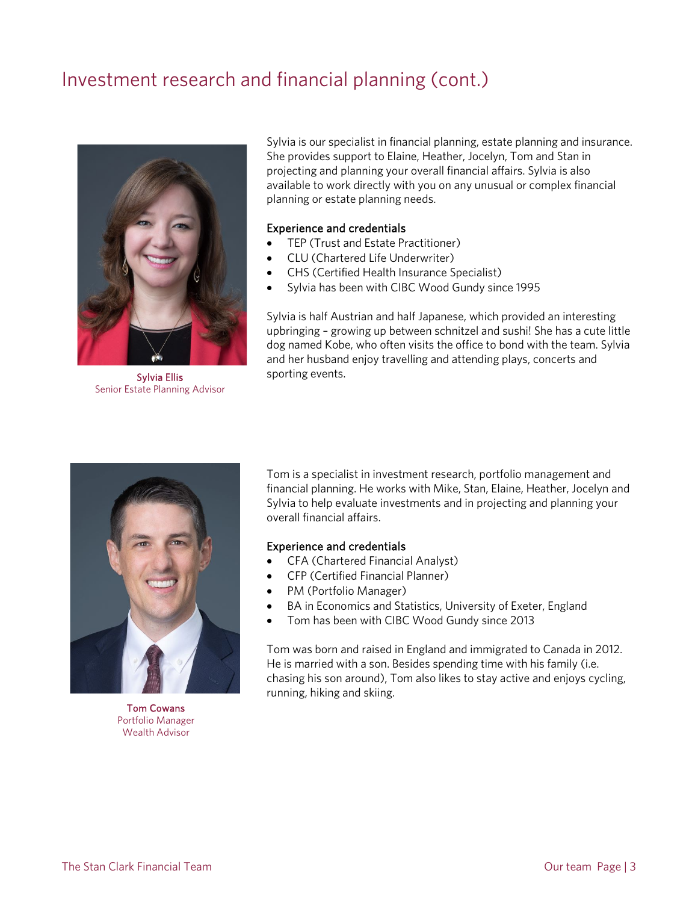# Investment research and financial planning (cont.)

**Sylvia Ellis**
Senior Estate Planning Advisor

Sylvia is our specialist in financial planning, estate planning and insurance. She provides support to Elaine, Heather, Jocelyn, Tom and Stan in projecting and planning your overall financial affairs. Sylvia is also available to work directly with you on any unusual or complex financial planning or estate planning needs.

### Experience and credentials

- TEP (Trust and Estate Practitioner)
- CLU (Chartered Life Underwriter)
- CHS (Certified Health Insurance Specialist)
- Sylvia has been with CIBC Wood Gundy since 1995

Sylvia is half Austrian and half Japanese, which provided an interesting upbringing – growing up between schnitzel and sushi! She has a cute little dog named Kobe, who often visits the office to bond with the team. Sylvia and her husband enjoy travelling and attending plays, concerts and sporting events.

**Tom Cowans**
Portfolio Manager
Wealth Advisor

Tom is a specialist in investment research, portfolio management and financial planning. He works with Mike, Stan, Elaine, Heather, Jocelyn and Sylvia to help evaluate investments and in projecting and planning your overall financial affairs.

### Experience and credentials

- CFA (Chartered Financial Analyst)
- CFP (Certified Financial Planner)
- PM (Portfolio Manager)
- BA in Economics and Statistics, University of Exeter, England
- Tom has been with CIBC Wood Gundy since 2013

Tom was born and raised in England and immigrated to Canada in 2012. He is married with a son. Besides spending time with his family (i.e. chasing his son around), Tom also likes to stay active and enjoys cycling, running, hiking and skiing.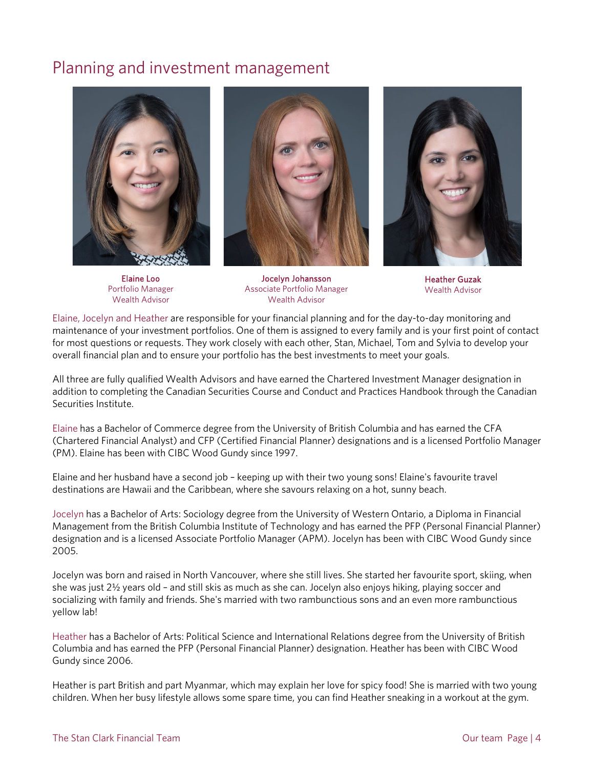# Planning and investment management

**Elaine Loo**
Portfolio Manager
Wealth Advisor

**Jocelyn Johansson**
Associate Portfolio Manager
Wealth Advisor

**Heather Guzak**
Wealth Advisor

Elaine, Jocelyn and Heather are responsible for your financial planning and for the day-to-day monitoring and maintenance of your investment portfolios. One of them is assigned to every family and is your first point of contact for most questions or requests. They work closely with each other, Stan, Michael, Tom and Sylvia to develop your overall financial plan and to ensure your portfolio has the best investments to meet your goals.

All three are fully qualified Wealth Advisors and have earned the Chartered Investment Manager designation in addition to completing the Canadian Securities Course and Conduct and Practices Handbook through the Canadian Securities Institute.

Elaine has a Bachelor of Commerce degree from the University of British Columbia and has earned the CFA (Chartered Financial Analyst) and CFP (Certified Financial Planner) designations and is a licensed Portfolio Manager (PM). Elaine has been with CIBC Wood Gundy since 1997.

Elaine and her husband have a second job – keeping up with their two young sons! Elaine's favourite travel destinations are Hawaii and the Caribbean, where she savours relaxing on a hot, sunny beach.

Jocelyn has a Bachelor of Arts: Sociology degree from the University of Western Ontario, a Diploma in Financial Management from the British Columbia Institute of Technology and has earned the PFP (Personal Financial Planner) designation and is a licensed Associate Portfolio Manager (APM). Jocelyn has been with CIBC Wood Gundy since 2005.

Jocelyn was born and raised in North Vancouver, where she still lives. She started her favourite sport, skiing, when she was just 2½ years old – and still skis as much as she can. Jocelyn also enjoys hiking, playing soccer and socializing with family and friends. She's married with two rambunctious sons and an even more rambunctious yellow lab!

Heather has a Bachelor of Arts: Political Science and International Relations degree from the University of British Columbia and has earned the PFP (Personal Financial Planner) designation. Heather has been with CIBC Wood Gundy since 2006.

Heather is part British and part Myanmar, which may explain her love for spicy food! She is married with two young children. When her busy lifestyle allows some spare time, you can find Heather sneaking in a workout at the gym.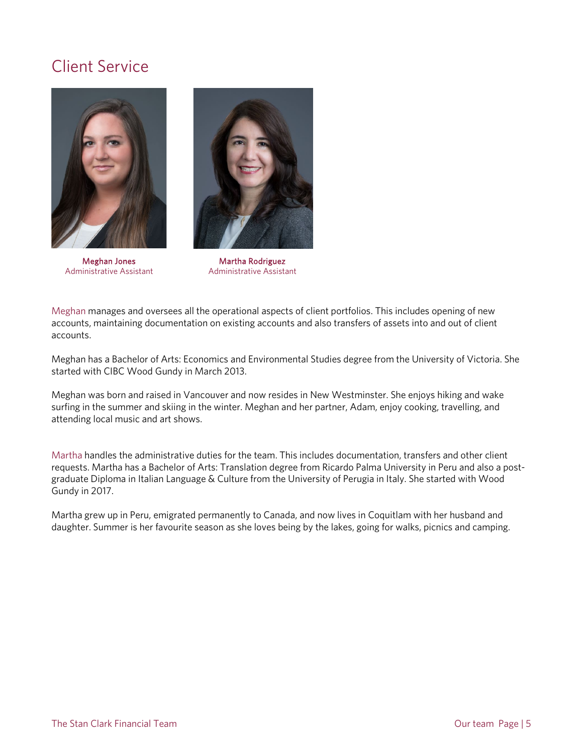# Client Service

**Meghan Jones**
Administrative Assistant

**Martha Rodriguez**
Administrative Assistant

Meghan manages and oversees all the operational aspects of client portfolios. This includes opening of new accounts, maintaining documentation on existing accounts and also transfers of assets into and out of client accounts.

Meghan has a Bachelor of Arts: Economics and Environmental Studies degree from the University of Victoria. She started with CIBC Wood Gundy in March 2013.

Meghan was born and raised in Vancouver and now resides in New Westminster. She enjoys hiking and wake surfing in the summer and skiing in the winter. Meghan and her partner, Adam, enjoy cooking, travelling, and attending local music and art shows.

Martha handles the administrative duties for the team. This includes documentation, transfers and other client requests. Martha has a Bachelor of Arts: Translation degree from Ricardo Palma University in Peru and also a post-graduate Diploma in Italian Language & Culture from the University of Perugia in Italy. She started with Wood Gundy in 2017.

Martha grew up in Peru, emigrated permanently to Canada, and now lives in Coquitlam with her husband and daughter. Summer is her favourite season as she loves being by the lakes, going for walks, picnics and camping.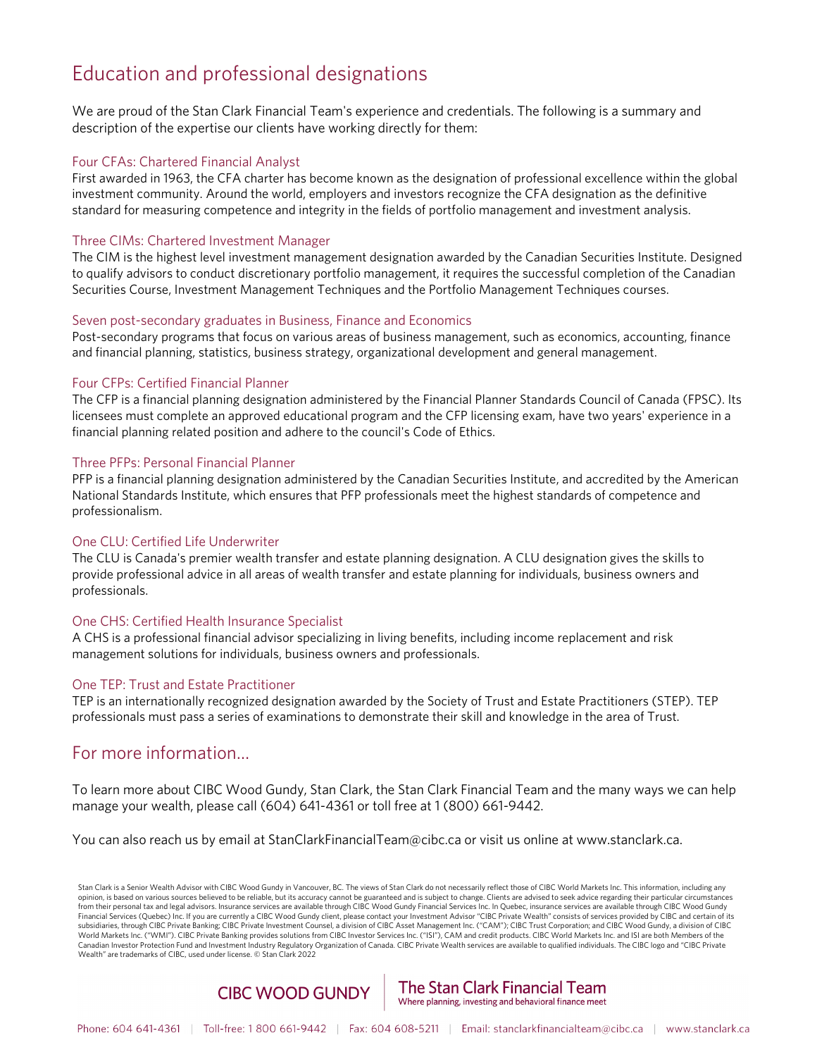# Education and professional designations

We are proud of the Stan Clark Financial Team's experience and credentials. The following is a summary and description of the expertise our clients have working directly for them:

### Four CFAs: Chartered Financial Analyst

First awarded in 1963, the CFA charter has become known as the designation of professional excellence within the global investment community. Around the world, employers and investors recognize the CFA designation as the definitive standard for measuring competence and integrity in the fields of portfolio management and investment analysis.

### Three CIMs: Chartered Investment Manager

The CIM is the highest level investment management designation awarded by the Canadian Securities Institute. Designed to qualify advisors to conduct discretionary portfolio management, it requires the successful completion of the Canadian Securities Course, Investment Management Techniques and the Portfolio Management Techniques courses.

### Seven post-secondary graduates in Business, Finance and Economics

Post-secondary programs that focus on various areas of business management, such as economics, accounting, finance and financial planning, statistics, business strategy, organizational development and general management.

### Four CFPs: Certified Financial Planner

The CFP is a financial planning designation administered by the Financial Planner Standards Council of Canada (FPSC). Its licensees must complete an approved educational program and the CFP licensing exam, have two years' experience in a financial planning related position and adhere to the council's Code of Ethics.

### Three PFPs: Personal Financial Planner

PFP is a financial planning designation administered by the Canadian Securities Institute, and accredited by the American National Standards Institute, which ensures that PFP professionals meet the highest standards of competence and professionalism.

### One CLU: Certified Life Underwriter

The CLU is Canada's premier wealth transfer and estate planning designation. A CLU designation gives the skills to provide professional advice in all areas of wealth transfer and estate planning for individuals, business owners and professionals.

### One CHS: Certified Health Insurance Specialist

A CHS is a professional financial advisor specializing in living benefits, including income replacement and risk management solutions for individuals, business owners and professionals.

### One TEP: Trust and Estate Practitioner

TEP is an internationally recognized designation awarded by the Society of Trust and Estate Practitioners (STEP). TEP professionals must pass a series of examinations to demonstrate their skill and knowledge in the area of Trust.

# For more information...

To learn more about CIBC Wood Gundy, Stan Clark, the Stan Clark Financial Team and the many ways we can help manage your wealth, please call (604) 641-4361 or toll free at 1 (800) 661-9442.

You can also reach us by email at StanClarkFinancialTeam@cibc.ca or visit us online at www.stanclark.ca.

Stan Clark is a Senior Wealth Advisor with CIBC Wood Gundy in Vancouver, BC. The views of Stan Clark do not necessarily reflect those of CIBC World Markets Inc. This information, including any opinion, is based on various sources believed to be reliable, but its accuracy cannot be guaranteed and is subject to change. Clients are advised to seek advice regarding their particular circumstances from their personal tax and legal advisors. Insurance services are available through CIBC Wood Gundy Financial Services Inc. In Quebec, insurance services are available through CIBC Wood Gundy Financial Services (Quebec) Inc. If you are currently a CIBC Wood Gundy client, please contact your Investment Advisor "CIBC Private Wealth" consists of services provided by CIBC and certain of its subsidiaries, through CIBC Private Banking; CIBC Private Investment Counsel, a division of CIBC Asset Management Inc. ("CAM"); CIBC Trust Corporation; and CIBC Wood Gundy, a division of CIBC World Markets Inc. ("WMI"). CIBC Private Banking provides solutions from CIBC Investor Services Inc. ("ISI"), CAM and credit products. CIBC World Markets Inc. and ISI are both Members of the Canadian Investor Protection Fund and Investment Industry Regulatory Organization of Canada. CIBC Private Wealth services are available to qualified individuals. The CIBC logo and "CIBC Private Wealth" are trademarks of CIBC, used under license. © Stan Clark 2022

CIBC WOOD GUNDY | The Stan Clark Financial Team
Where planning, investing and behavioral finance meet

Phone: 604 641-4361 | Toll-free: 1 800 661-9442 | Fax: 604 608-5211 | Email: stanclarkfinancialteam@cibc.ca | www.stanclark.ca